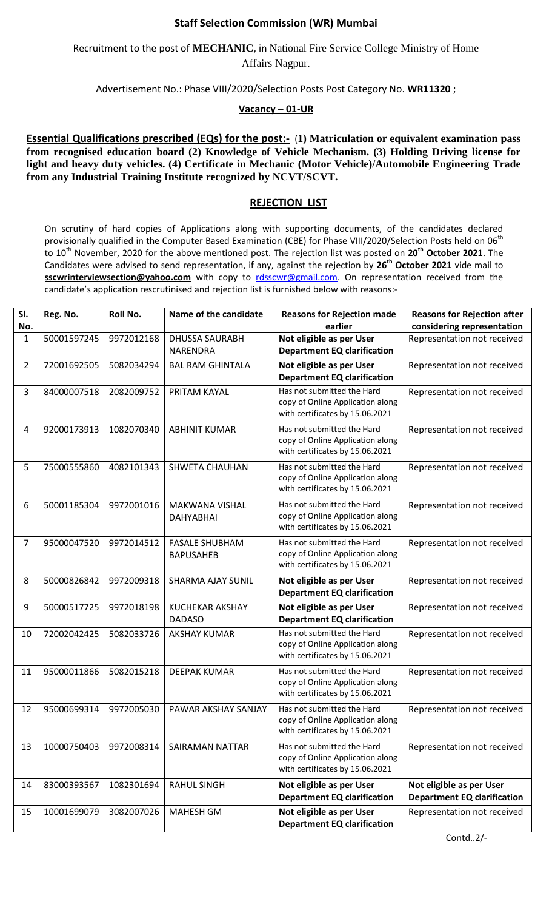## Staff Selection Commission (WR) Mumbai

Recruitment to the post of **MECHANIC**, in National Fire Service College Ministry of Home Affairs Nagpur.

Advertisement No.: Phase VIII/2020/Selection Posts Post Category No. **WR11320** ;

**Vacancy – 01-UR**

**Essential Qualifications prescribed (EQs) for the post:- (1) Matriculation or equivalent examination pass from recognised education board (2) Knowledge of Vehicle Mechanism. (3) Holding Driving license for light and heavy duty vehicles. (4) Certificate in Mechanic (Motor Vehicle)/Automobile Engineering Trade from any Industrial Training Institute recognized by NCVT/SCVT.**

### REJECTION LIST

On scrutiny of hard copies of Applications along with supporting documents, of the candidates declared provisionally qualified in the Computer Based Examination (CBE) for Phase VIII/2020/Selection Posts held on 06th to 10th November, 2020 for the above mentioned post. The rejection list was posted on **20th October 2021**. The Candidates were advised to send representation, if any, against the rejection by **26th October 2021** vide mail to **sscwrinterviewsection@yahoo.com** with copy to rdsscwr@gmail.com. On representation received from the candidate's application rescrutinised and rejection list is furnished below with reasons:-

| Sl. No. | Reg. No. | Roll No. | Name of the candidate | Reasons for Rejection made earlier | Reasons for Rejection after considering representation |
|---|---|---|---|---|---|
| 1 | 50001597245 | 9972012168 | DHUSSA SAURABH NARENDRA | **Not eligible as per User Department EQ clarification** | Representation not received |
| 2 | 72001692505 | 5082034294 | BAL RAM GHINTALA | **Not eligible as per User Department EQ clarification** | Representation not received |
| 3 | 84000007518 | 2082009752 | PRITAM KAYAL | Has not submitted the Hard copy of Online Application along with certificates by 15.06.2021 | Representation not received |
| 4 | 92000173913 | 1082070340 | ABHINIT KUMAR | Has not submitted the Hard copy of Online Application along with certificates by 15.06.2021 | Representation not received |
| 5 | 75000555860 | 4082101343 | SHWETA CHAUHAN | Has not submitted the Hard copy of Online Application along with certificates by 15.06.2021 | Representation not received |
| 6 | 50001185304 | 9972001016 | MAKWANA VISHAL DAHYABHAI | Has not submitted the Hard copy of Online Application along with certificates by 15.06.2021 | Representation not received |
| 7 | 95000047520 | 9972014512 | FASALE SHUBHAM BAPUSAHEB | Has not submitted the Hard copy of Online Application along with certificates by 15.06.2021 | Representation not received |
| 8 | 50000826842 | 9972009318 | SHARMA AJAY SUNIL | **Not eligible as per User Department EQ clarification** | Representation not received |
| 9 | 50000517725 | 9972018198 | KUCHEKAR AKSHAY DADASO | **Not eligible as per User Department EQ clarification** | Representation not received |
| 10 | 72002042425 | 5082033726 | AKSHAY KUMAR | Has not submitted the Hard copy of Online Application along with certificates by 15.06.2021 | Representation not received |
| 11 | 95000011866 | 5082015218 | DEEPAK KUMAR | Has not submitted the Hard copy of Online Application along with certificates by 15.06.2021 | Representation not received |
| 12 | 95000699314 | 9972005030 | PAWAR AKSHAY SANJAY | Has not submitted the Hard copy of Online Application along with certificates by 15.06.2021 | Representation not received |
| 13 | 10000750403 | 9972008314 | SAIRAMAN NATTAR | Has not submitted the Hard copy of Online Application along with certificates by 15.06.2021 | Representation not received |
| 14 | 83000393567 | 1082301694 | RAHUL SINGH | **Not eligible as per User Department EQ clarification** | **Not eligible as per User Department EQ clarification** |
| 15 | 10001699079 | 3082007026 | MAHESH GM | **Not eligible as per User Department EQ clarification** | Representation not received |

Contd..2/-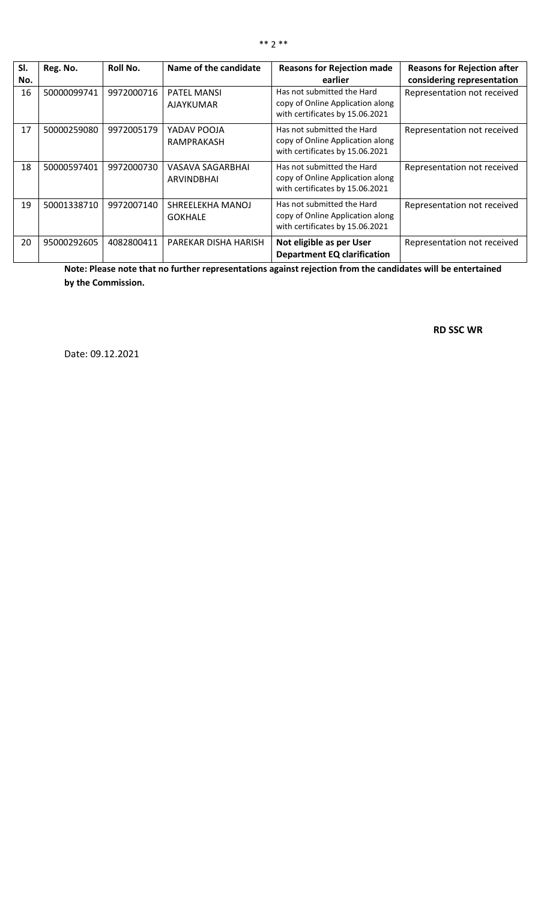| Sl. No. | Reg. No. | Roll No. | Name of the candidate | Reasons for Rejection made earlier | Reasons for Rejection after considering representation |
|---|---|---|---|---|---|
| 16 | 50000099741 | 9972000716 | PATEL MANSI AJAYKUMAR | Has not submitted the Hard copy of Online Application along with certificates by 15.06.2021 | Representation not received |
| 17 | 50000259080 | 9972005179 | YADAV POOJA RAMPRAKASH | Has not submitted the Hard copy of Online Application along with certificates by 15.06.2021 | Representation not received |
| 18 | 50000597401 | 9972000730 | VASAVA SAGARBHAI ARVINDBHAI | Has not submitted the Hard copy of Online Application along with certificates by 15.06.2021 | Representation not received |
| 19 | 50001338710 | 9972007140 | SHREELEKHA MANOJ GOKHALE | Has not submitted the Hard copy of Online Application along with certificates by 15.06.2021 | Representation not received |
| 20 | 95000292605 | 4082800411 | PAREKAR DISHA HARISH | **Not eligible as per User Department EQ clarification** | Representation not received |

**Note: Please note that no further representations against rejection from the candidates will be entertained by the Commission.**

**RD SSC WR**

Date: 09.12.2021